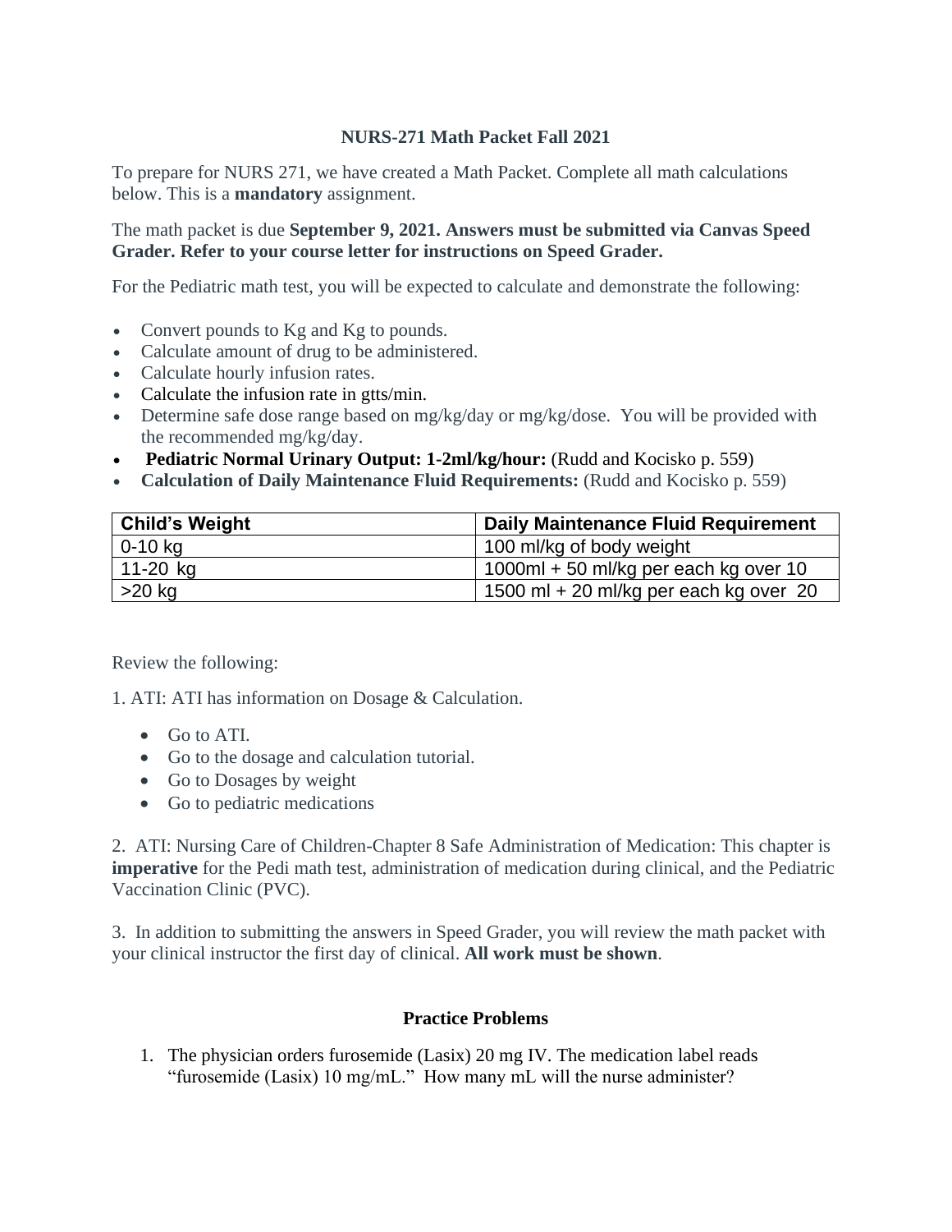# NURS-271 Math Packet Fall 2021

To prepare for NURS 271, we have created a Math Packet. Complete all math calculations below. This is a **mandatory** assignment.

The math packet is due **September 9, 2021. Answers must be submitted via Canvas Speed Grader. Refer to your course letter for instructions on Speed Grader.**

For the Pediatric math test, you will be expected to calculate and demonstrate the following:

- Convert pounds to Kg and Kg to pounds.
- Calculate amount of drug to be administered.
- Calculate hourly infusion rates.
- Calculate the infusion rate in gtts/min.
- Determine safe dose range based on mg/kg/day or mg/kg/dose. You will be provided with the recommended mg/kg/day.
- **Pediatric Normal Urinary Output: 1-2ml/kg/hour:** (Rudd and Kocisko p. 559)
- **Calculation of Daily Maintenance Fluid Requirements:** (Rudd and Kocisko p. 559)

| Child's Weight | Daily Maintenance Fluid Requirement |
|---|---|
| 0-10 kg | 100 ml/kg of body weight |
| 11-20 kg | 1000ml + 50 ml/kg per each kg over 10 |
| >20 kg | 1500 ml + 20 ml/kg per each kg over 20 |

Review the following:

1. ATI: ATI has information on Dosage & Calculation.

   - Go to ATI.
   - Go to the dosage and calculation tutorial.
   - Go to Dosages by weight
   - Go to pediatric medications

2. ATI: Nursing Care of Children-Chapter 8 Safe Administration of Medication: This chapter is **imperative** for the Pedi math test, administration of medication during clinical, and the Pediatric Vaccination Clinic (PVC).

3. In addition to submitting the answers in Speed Grader, you will review the math packet with your clinical instructor the first day of clinical. **All work must be shown**.

## Practice Problems

1. The physician orders furosemide (Lasix) 20 mg IV. The medication label reads "furosemide (Lasix) 10 mg/mL." How many mL will the nurse administer?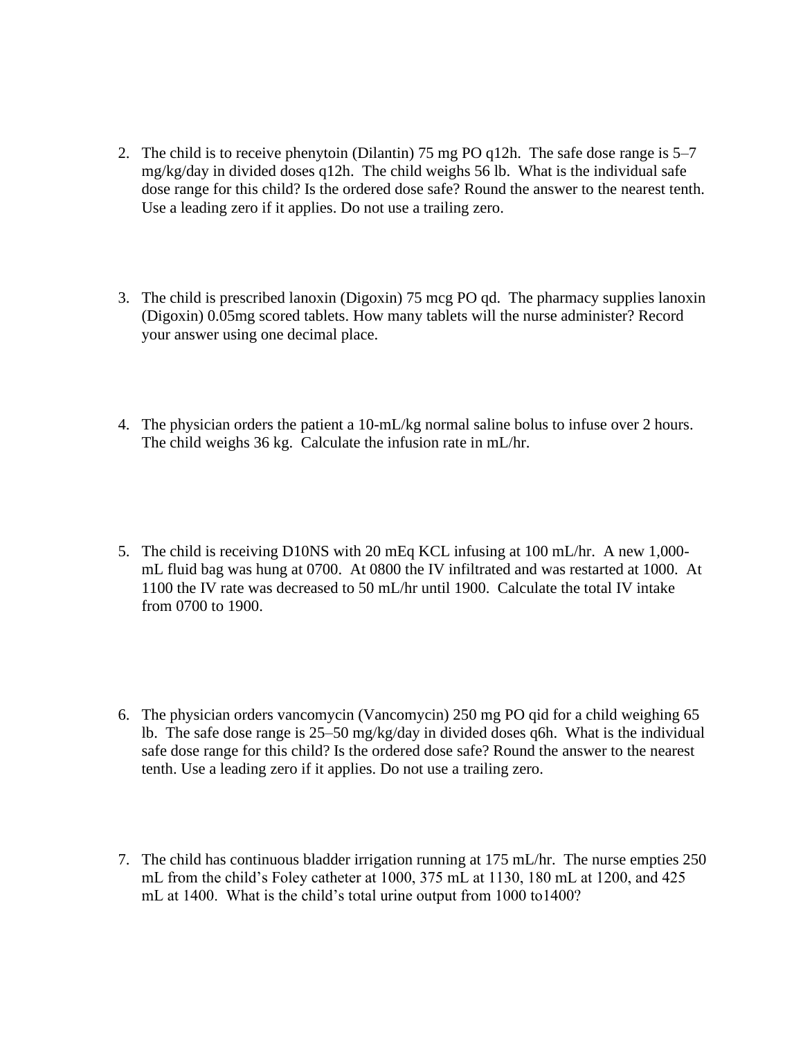2. The child is to receive phenytoin (Dilantin) 75 mg PO q12h. The safe dose range is 5–7 mg/kg/day in divided doses q12h. The child weighs 56 lb. What is the individual safe dose range for this child? Is the ordered dose safe? Round the answer to the nearest tenth. Use a leading zero if it applies. Do not use a trailing zero.

3. The child is prescribed lanoxin (Digoxin) 75 mcg PO qd. The pharmacy supplies lanoxin (Digoxin) 0.05mg scored tablets. How many tablets will the nurse administer? Record your answer using one decimal place.

4. The physician orders the patient a 10-mL/kg normal saline bolus to infuse over 2 hours. The child weighs 36 kg. Calculate the infusion rate in mL/hr.

5. The child is receiving D10NS with 20 mEq KCL infusing at 100 mL/hr. A new 1,000-mL fluid bag was hung at 0700. At 0800 the IV infiltrated and was restarted at 1000. At 1100 the IV rate was decreased to 50 mL/hr until 1900. Calculate the total IV intake from 0700 to 1900.

6. The physician orders vancomycin (Vancomycin) 250 mg PO qid for a child weighing 65 lb. The safe dose range is 25–50 mg/kg/day in divided doses q6h. What is the individual safe dose range for this child? Is the ordered dose safe? Round the answer to the nearest tenth. Use a leading zero if it applies. Do not use a trailing zero.

7. The child has continuous bladder irrigation running at 175 mL/hr. The nurse empties 250 mL from the child's Foley catheter at 1000, 375 mL at 1130, 180 mL at 1200, and 425 mL at 1400. What is the child's total urine output from 1000 to1400?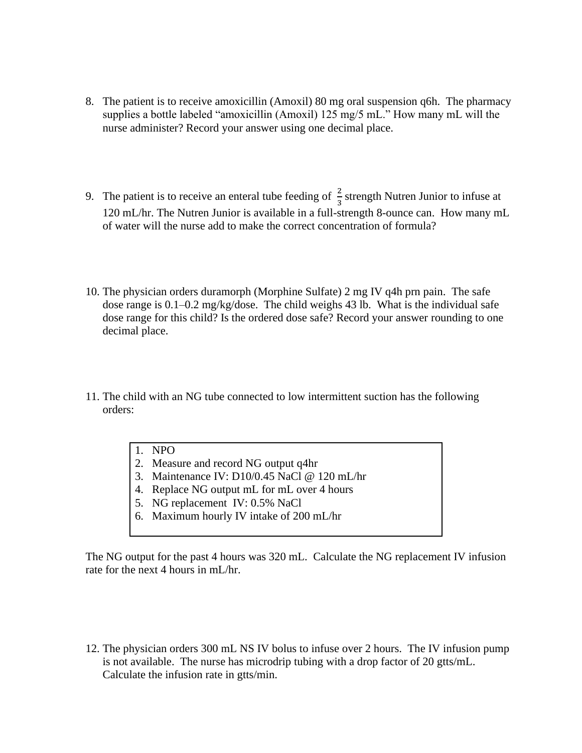8. The patient is to receive amoxicillin (Amoxil) 80 mg oral suspension q6h. The pharmacy supplies a bottle labeled "amoxicillin (Amoxil) 125 mg/5 mL." How many mL will the nurse administer? Record your answer using one decimal place.

9. The patient is to receive an enteral tube feeding of $\frac{2}{3}$ strength Nutren Junior to infuse at 120 mL/hr. The Nutren Junior is available in a full-strength 8-ounce can. How many mL of water will the nurse add to make the correct concentration of formula?

10. The physician orders duramorph (Morphine Sulfate) 2 mg IV q4h prn pain. The safe dose range is 0.1–0.2 mg/kg/dose. The child weighs 43 lb. What is the individual safe dose range for this child? Is the ordered dose safe? Record your answer rounding to one decimal place.

11. The child with an NG tube connected to low intermittent suction has the following orders:

| |
|---|
| 1. NPO |
| 2. Measure and record NG output q4hr |
| 3. Maintenance IV: D10/0.45 NaCl @ 120 mL/hr |
| 4. Replace NG output mL for mL over 4 hours |
| 5. NG replacement IV: 0.5% NaCl |
| 6. Maximum hourly IV intake of 200 mL/hr |

The NG output for the past 4 hours was 320 mL. Calculate the NG replacement IV infusion rate for the next 4 hours in mL/hr.

12. The physician orders 300 mL NS IV bolus to infuse over 2 hours. The IV infusion pump is not available. The nurse has microdrip tubing with a drop factor of 20 gtts/mL. Calculate the infusion rate in gtts/min.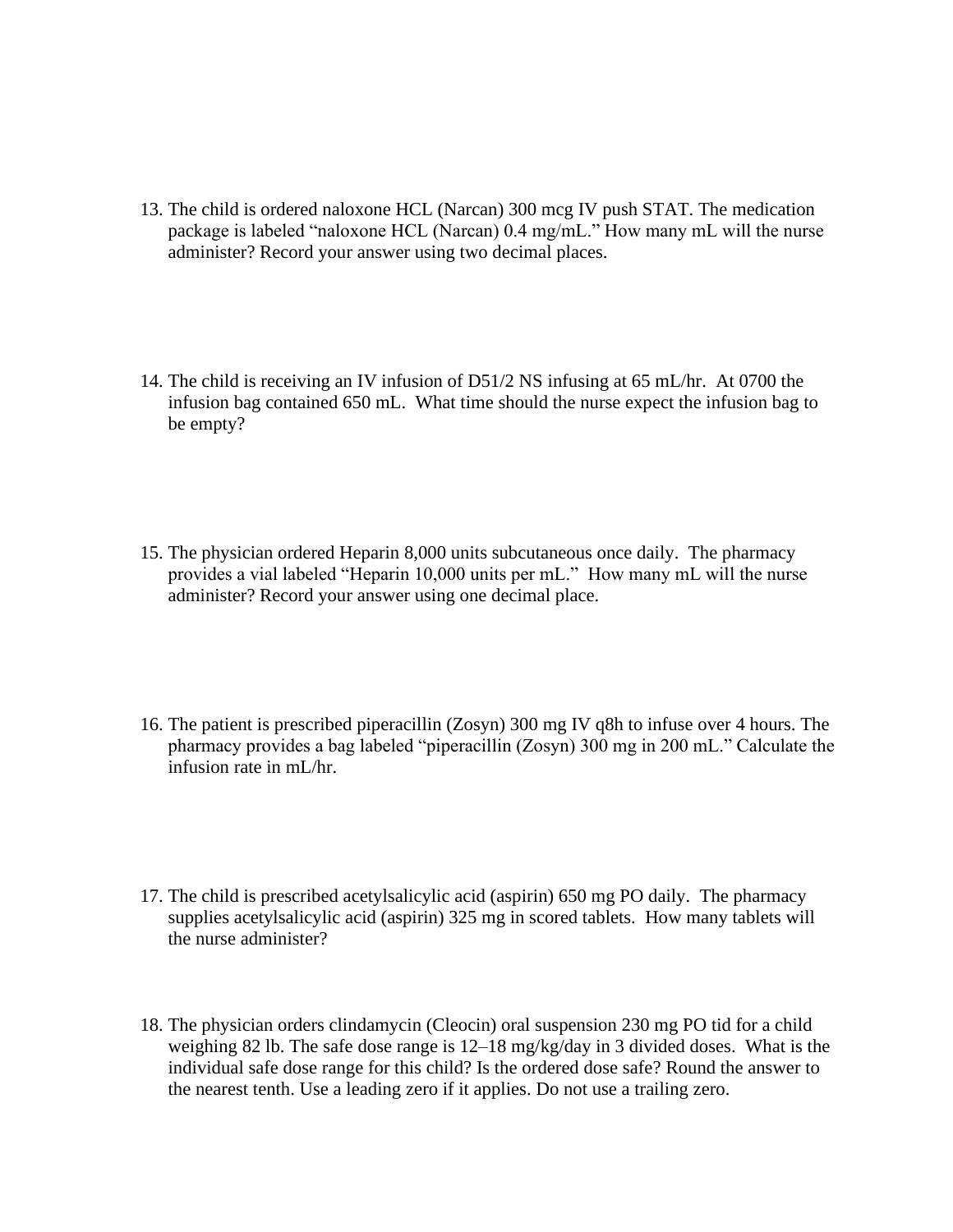13. The child is ordered naloxone HCL (Narcan) 300 mcg IV push STAT. The medication package is labeled "naloxone HCL (Narcan) 0.4 mg/mL." How many mL will the nurse administer? Record your answer using two decimal places.

14. The child is receiving an IV infusion of D51/2 NS infusing at 65 mL/hr. At 0700 the infusion bag contained 650 mL. What time should the nurse expect the infusion bag to be empty?

15. The physician ordered Heparin 8,000 units subcutaneous once daily. The pharmacy provides a vial labeled "Heparin 10,000 units per mL." How many mL will the nurse administer? Record your answer using one decimal place.

16. The patient is prescribed piperacillin (Zosyn) 300 mg IV q8h to infuse over 4 hours. The pharmacy provides a bag labeled "piperacillin (Zosyn) 300 mg in 200 mL." Calculate the infusion rate in mL/hr.

17. The child is prescribed acetylsalicylic acid (aspirin) 650 mg PO daily. The pharmacy supplies acetylsalicylic acid (aspirin) 325 mg in scored tablets. How many tablets will the nurse administer?

18. The physician orders clindamycin (Cleocin) oral suspension 230 mg PO tid for a child weighing 82 lb. The safe dose range is 12–18 mg/kg/day in 3 divided doses. What is the individual safe dose range for this child? Is the ordered dose safe? Round the answer to the nearest tenth. Use a leading zero if it applies. Do not use a trailing zero.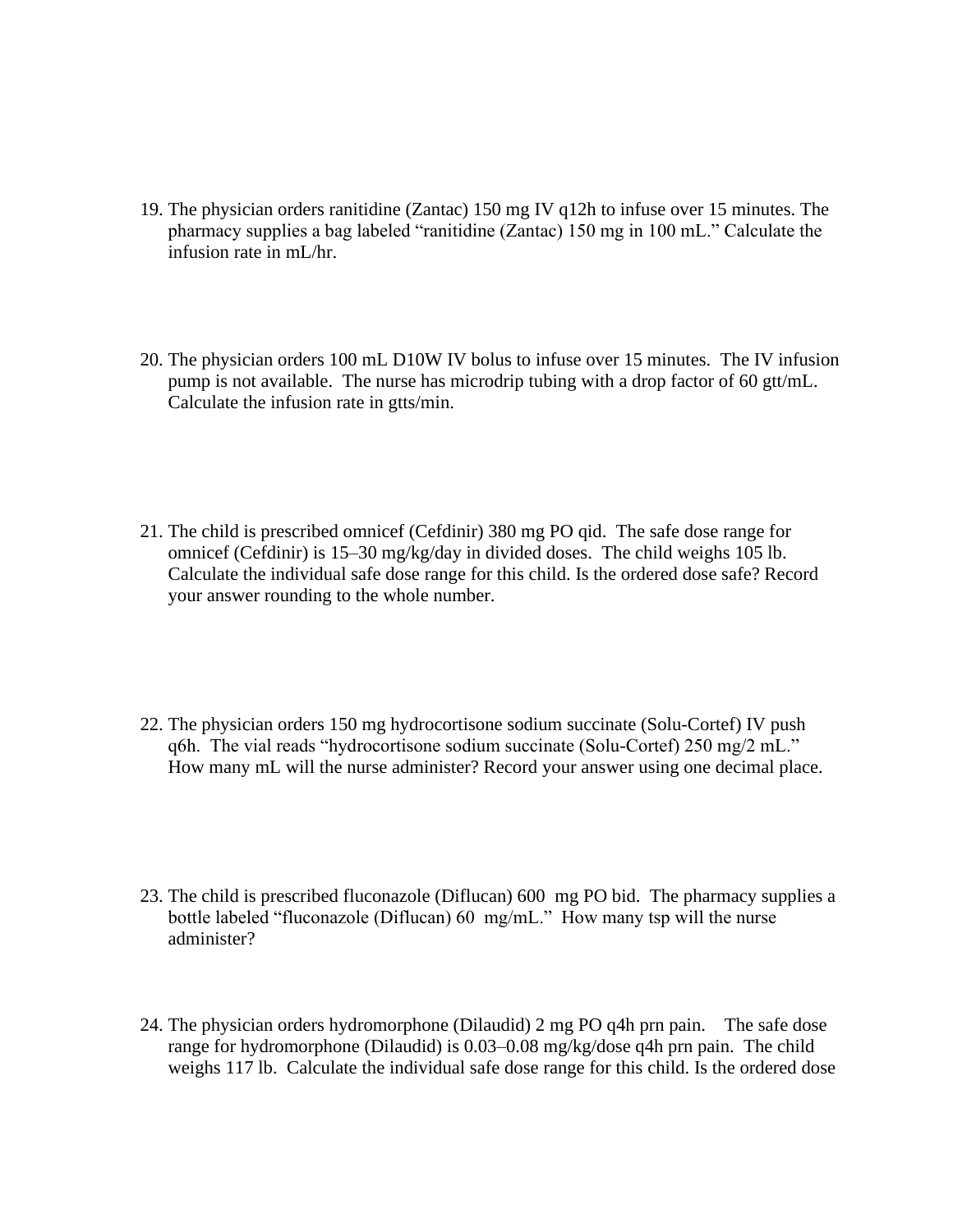19. The physician orders ranitidine (Zantac) 150 mg IV q12h to infuse over 15 minutes. The pharmacy supplies a bag labeled "ranitidine (Zantac) 150 mg in 100 mL." Calculate the infusion rate in mL/hr.

20. The physician orders 100 mL D10W IV bolus to infuse over 15 minutes. The IV infusion pump is not available. The nurse has microdrip tubing with a drop factor of 60 gtt/mL. Calculate the infusion rate in gtts/min.

21. The child is prescribed omnicef (Cefdinir) 380 mg PO qid. The safe dose range for omnicef (Cefdinir) is 15–30 mg/kg/day in divided doses. The child weighs 105 lb. Calculate the individual safe dose range for this child. Is the ordered dose safe? Record your answer rounding to the whole number.

22. The physician orders 150 mg hydrocortisone sodium succinate (Solu-Cortef) IV push q6h. The vial reads "hydrocortisone sodium succinate (Solu-Cortef) 250 mg/2 mL." How many mL will the nurse administer? Record your answer using one decimal place.

23. The child is prescribed fluconazole (Diflucan) 600 mg PO bid. The pharmacy supplies a bottle labeled "fluconazole (Diflucan) 60 mg/mL." How many tsp will the nurse administer?

24. The physician orders hydromorphone (Dilaudid) 2 mg PO q4h prn pain. The safe dose range for hydromorphone (Dilaudid) is 0.03–0.08 mg/kg/dose q4h prn pain. The child weighs 117 lb. Calculate the individual safe dose range for this child. Is the ordered dose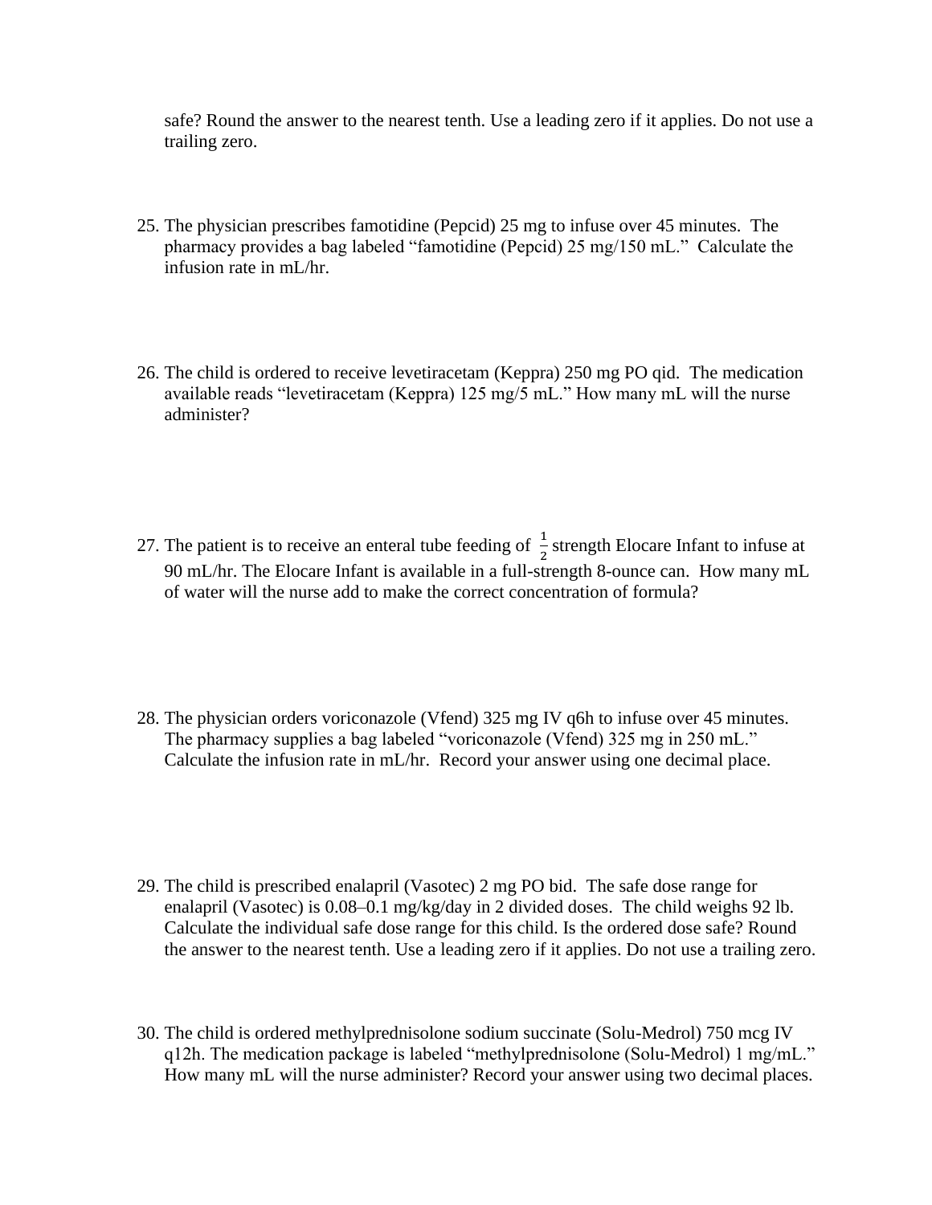safe? Round the answer to the nearest tenth. Use a leading zero if it applies. Do not use a trailing zero.

25. The physician prescribes famotidine (Pepcid) 25 mg to infuse over 45 minutes. The pharmacy provides a bag labeled "famotidine (Pepcid) 25 mg/150 mL." Calculate the infusion rate in mL/hr.

26. The child is ordered to receive levetiracetam (Keppra) 250 mg PO qid. The medication available reads "levetiracetam (Keppra) 125 mg/5 mL." How many mL will the nurse administer?

27. The patient is to receive an enteral tube feeding of $\frac{1}{2}$ strength Elocare Infant to infuse at 90 mL/hr. The Elocare Infant is available in a full-strength 8-ounce can. How many mL of water will the nurse add to make the correct concentration of formula?

28. The physician orders voriconazole (Vfend) 325 mg IV q6h to infuse over 45 minutes. The pharmacy supplies a bag labeled "voriconazole (Vfend) 325 mg in 250 mL." Calculate the infusion rate in mL/hr. Record your answer using one decimal place.

29. The child is prescribed enalapril (Vasotec) 2 mg PO bid. The safe dose range for enalapril (Vasotec) is 0.08–0.1 mg/kg/day in 2 divided doses. The child weighs 92 lb. Calculate the individual safe dose range for this child. Is the ordered dose safe? Round the answer to the nearest tenth. Use a leading zero if it applies. Do not use a trailing zero.

30. The child is ordered methylprednisolone sodium succinate (Solu-Medrol) 750 mcg IV q12h. The medication package is labeled "methylprednisolone (Solu-Medrol) 1 mg/mL." How many mL will the nurse administer? Record your answer using two decimal places.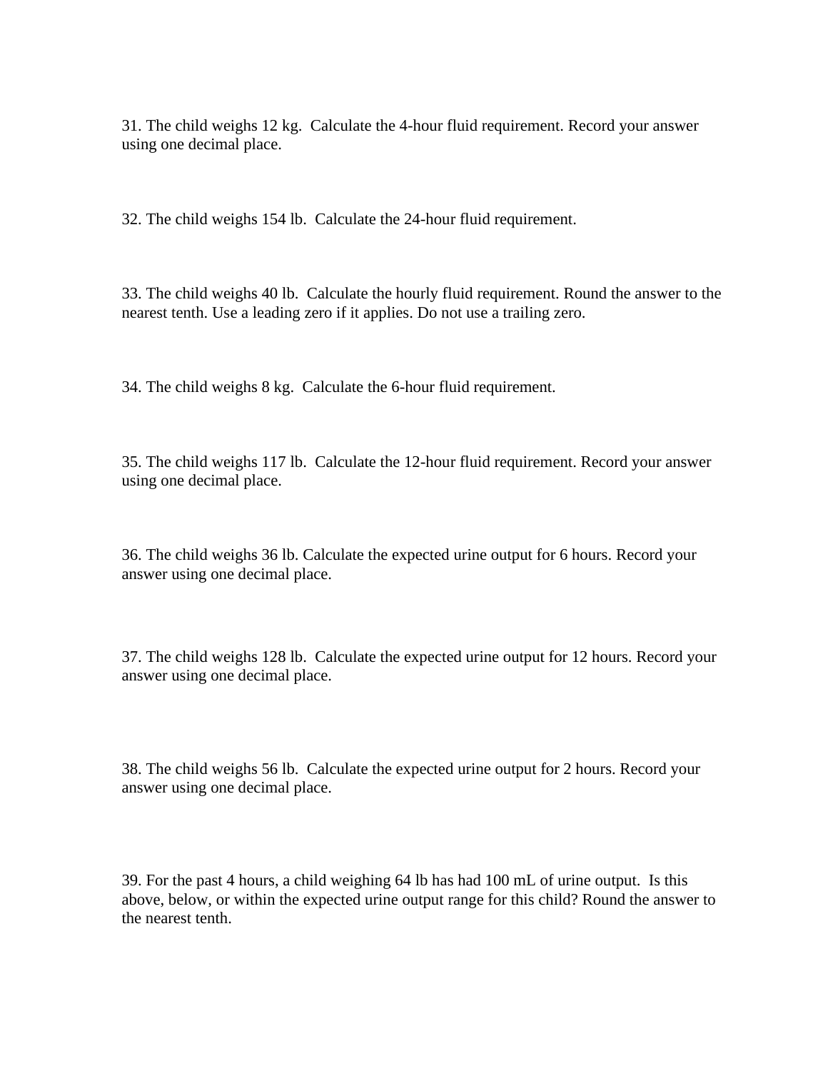31. The child weighs 12 kg. Calculate the 4-hour fluid requirement. Record your answer using one decimal place.

32. The child weighs 154 lb. Calculate the 24-hour fluid requirement.

33. The child weighs 40 lb. Calculate the hourly fluid requirement. Round the answer to the nearest tenth. Use a leading zero if it applies. Do not use a trailing zero.

34. The child weighs 8 kg. Calculate the 6-hour fluid requirement.

35. The child weighs 117 lb. Calculate the 12-hour fluid requirement. Record your answer using one decimal place.

36. The child weighs 36 lb. Calculate the expected urine output for 6 hours. Record your answer using one decimal place.

37. The child weighs 128 lb. Calculate the expected urine output for 12 hours. Record your answer using one decimal place.

38. The child weighs 56 lb. Calculate the expected urine output for 2 hours. Record your answer using one decimal place.

39. For the past 4 hours, a child weighing 64 lb has had 100 mL of urine output. Is this above, below, or within the expected urine output range for this child? Round the answer to the nearest tenth.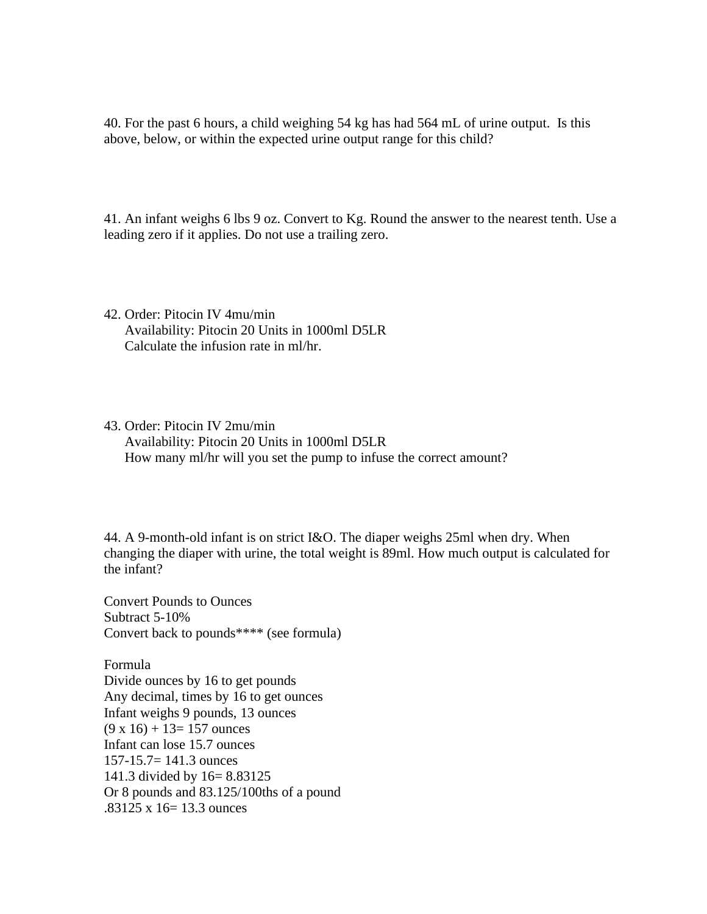40. For the past 6 hours, a child weighing 54 kg has had 564 mL of urine output. Is this above, below, or within the expected urine output range for this child?

41. An infant weighs 6 lbs 9 oz. Convert to Kg. Round the answer to the nearest tenth. Use a leading zero if it applies. Do not use a trailing zero.

42. Order: Pitocin IV 4mu/min
    Availability: Pitocin 20 Units in 1000ml D5LR
    Calculate the infusion rate in ml/hr.

43. Order: Pitocin IV 2mu/min
    Availability: Pitocin 20 Units in 1000ml D5LR
    How many ml/hr will you set the pump to infuse the correct amount?

44. A 9-month-old infant is on strict I&O. The diaper weighs 25ml when dry. When changing the diaper with urine, the total weight is 89ml. How much output is calculated for the infant?

Convert Pounds to Ounces
Subtract 5-10%
Convert back to pounds**** (see formula)

Formula
Divide ounces by 16 to get pounds
Any decimal, times by 16 to get ounces
Infant weighs 9 pounds, 13 ounces
(9 x 16) + 13= 157 ounces
Infant can lose 15.7 ounces
157-15.7= 141.3 ounces
141.3 divided by 16= 8.83125
Or 8 pounds and 83.125/100ths of a pound
.83125 x 16= 13.3 ounces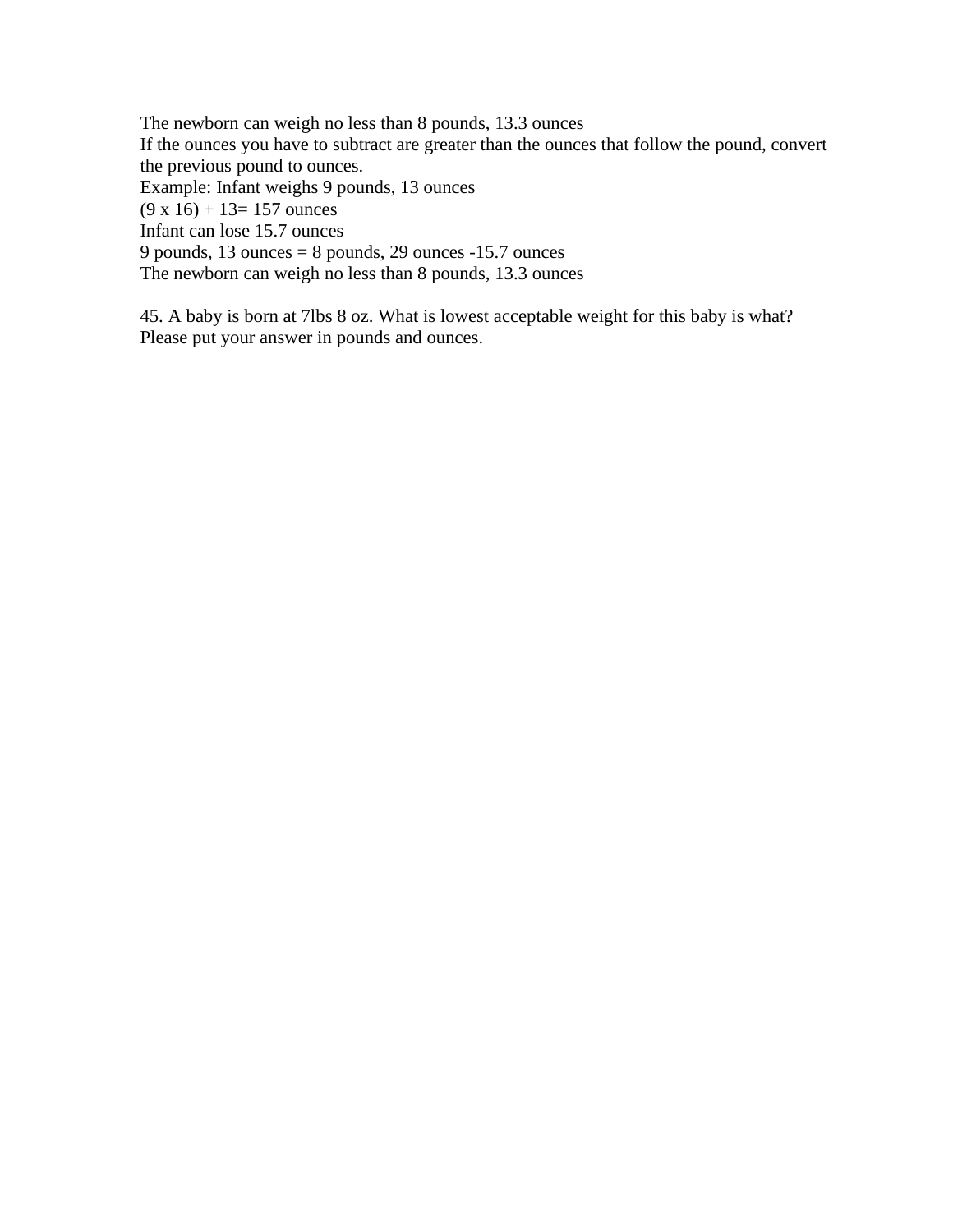The newborn can weigh no less than 8 pounds, 13.3 ounces
If the ounces you have to subtract are greater than the ounces that follow the pound, convert the previous pound to ounces.
Example: Infant weighs 9 pounds, 13 ounces
(9 x 16) + 13= 157 ounces
Infant can lose 15.7 ounces
9 pounds, 13 ounces = 8 pounds, 29 ounces -15.7 ounces
The newborn can weigh no less than 8 pounds, 13.3 ounces

45. A baby is born at 7lbs 8 oz. What is lowest acceptable weight for this baby is what? Please put your answer in pounds and ounces.